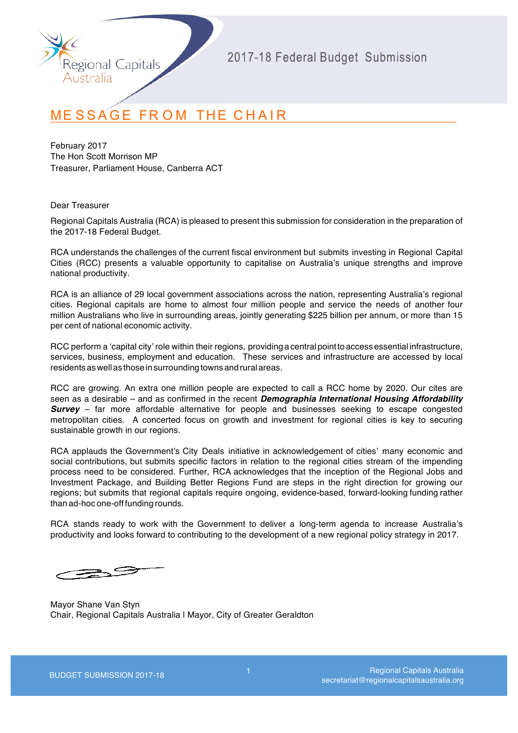2017-18 Federal Budget Submission

# MESSAGE FROM THE CHAIR

February 2017
The Hon Scott Morrison MP
Treasurer, Parliament House, Canberra ACT

Dear Treasurer

Regional Capitals Australia (RCA) is pleased to present this submission for consideration in the preparation of the 2017-18 Federal Budget.

RCA understands the challenges of the current fiscal environment but submits investing in Regional Capital Cities (RCC) presents a valuable opportunity to capitalise on Australia's unique strengths and improve national productivity.

RCA is an alliance of 29 local government associations across the nation, representing Australia's regional cities. Regional capitals are home to almost four million people and service the needs of another four million Australians who live in surrounding areas, jointly generating $225 billion per annum, or more than 15 per cent of national economic activity.

RCC perform a 'capital city' role within their regions, providing a central point to access essential infrastructure, services, business, employment and education. These services and infrastructure are accessed by local residents as well as those in surrounding towns and rural areas.

RCC are growing. An extra one million people are expected to call a RCC home by 2020. Our cites are seen as a desirable – and as confirmed in the recent ***Demographia International Housing Affordability Survey*** – far more affordable alternative for people and businesses seeking to escape congested metropolitan cities. A concerted focus on growth and investment for regional cities is key to securing sustainable growth in our regions.

RCA applauds the Government's City Deals initiative in acknowledgement of cities' many economic and social contributions, but submits specific factors in relation to the regional cities stream of the impending process need to be considered. Further, RCA acknowledges that the inception of the Regional Jobs and Investment Package, and Building Better Regions Fund are steps in the right direction for growing our regions; but submits that regional capitals require ongoing, evidence-based, forward-looking funding rather than ad-hoc one-off funding rounds.

RCA stands ready to work with the Government to deliver a long-term agenda to increase Australia's productivity and looks forward to contributing to the development of a new regional policy strategy in 2017.

Mayor Shane Van Styn
Chair, Regional Capitals Australia | Mayor, City of Greater Geraldton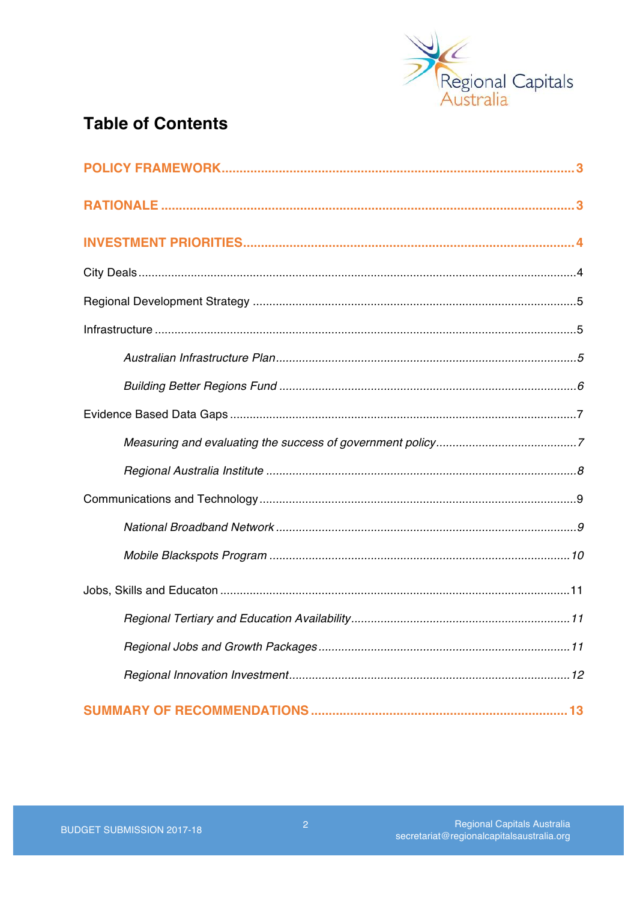# Table of Contents

**POLICY FRAMEWORK** .......... 3

**RATIONALE** .......... 3

**INVESTMENT PRIORITIES** .......... 4

City Deals .......... 4

Regional Development Strategy .......... 5

Infrastructure .......... 5

*Australian Infrastructure Plan* .......... 5

*Building Better Regions Fund* .......... 6

Evidence Based Data Gaps .......... 7

*Measuring and evaluating the success of government policy* .......... 7

*Regional Australia Institute* .......... 8

Communications and Technology .......... 9

*National Broadband Network* .......... 9

*Mobile Blackspots Program* .......... 10

Jobs, Skills and Educaton .......... 11

*Regional Tertiary and Education Availability* .......... 11

*Regional Jobs and Growth Packages* .......... 11

*Regional Innovation Investment* .......... 12

**SUMMARY OF RECOMMENDATIONS** .......... 13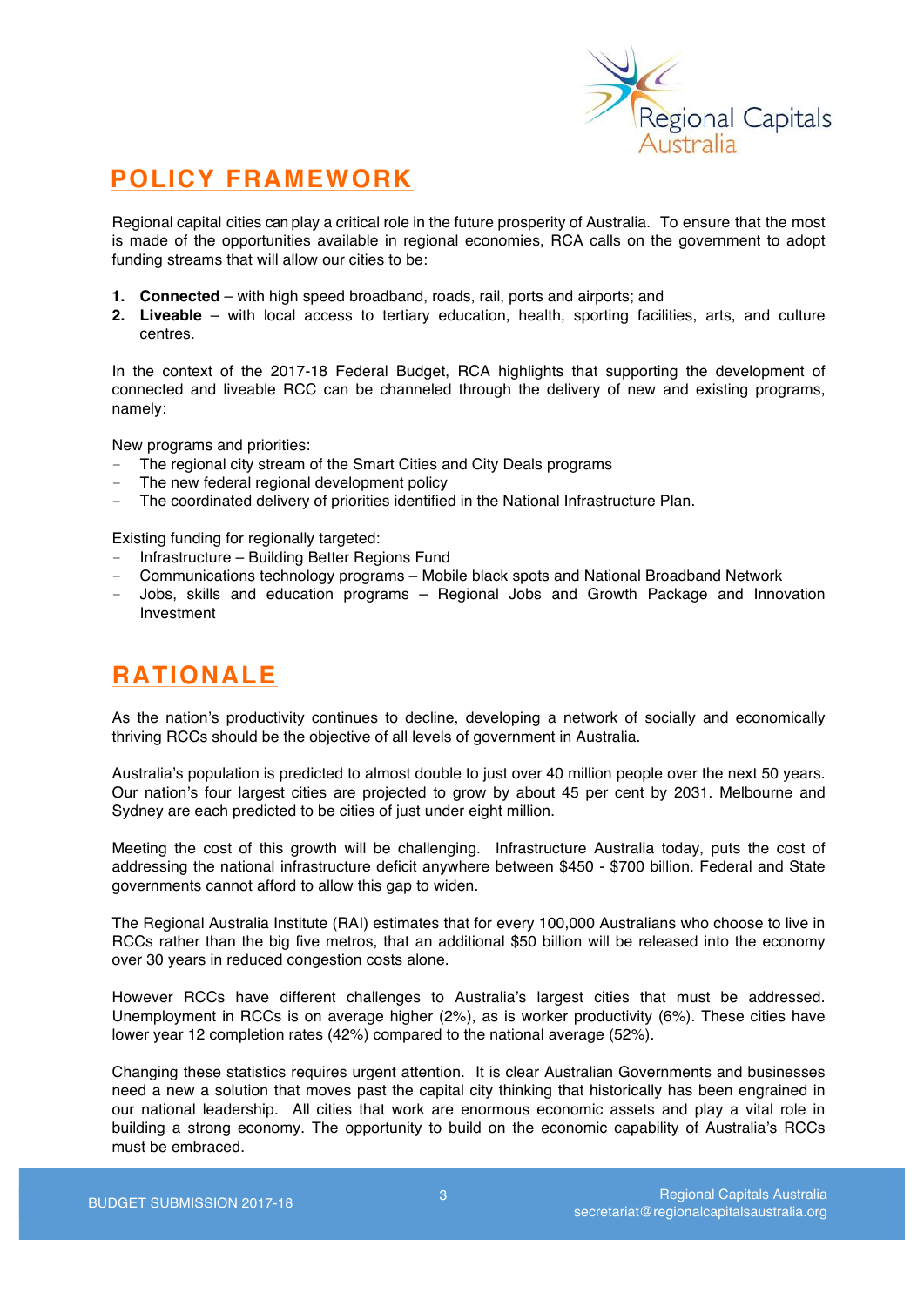## POLICY FRAMEWORK

Regional capital cities can play a critical role in the future prosperity of Australia. To ensure that the most is made of the opportunities available in regional economies, RCA calls on the government to adopt funding streams that will allow our cities to be:

1. **Connected** – with high speed broadband, roads, rail, ports and airports; and
2. **Liveable** – with local access to tertiary education, health, sporting facilities, arts, and culture centres.

In the context of the 2017-18 Federal Budget, RCA highlights that supporting the development of connected and liveable RCC can be channeled through the delivery of new and existing programs, namely:

New programs and priorities:

- The regional city stream of the Smart Cities and City Deals programs
- The new federal regional development policy
- The coordinated delivery of priorities identified in the National Infrastructure Plan.

Existing funding for regionally targeted:

- Infrastructure – Building Better Regions Fund
- Communications technology programs – Mobile black spots and National Broadband Network
- Jobs, skills and education programs – Regional Jobs and Growth Package and Innovation Investment

## RATIONALE

As the nation's productivity continues to decline, developing a network of socially and economically thriving RCCs should be the objective of all levels of government in Australia.

Australia's population is predicted to almost double to just over 40 million people over the next 50 years. Our nation's four largest cities are projected to grow by about 45 per cent by 2031. Melbourne and Sydney are each predicted to be cities of just under eight million.

Meeting the cost of this growth will be challenging. Infrastructure Australia today, puts the cost of addressing the national infrastructure deficit anywhere between $450 - $700 billion. Federal and State governments cannot afford to allow this gap to widen.

The Regional Australia Institute (RAI) estimates that for every 100,000 Australians who choose to live in RCCs rather than the big five metros, that an additional $50 billion will be released into the economy over 30 years in reduced congestion costs alone.

However RCCs have different challenges to Australia's largest cities that must be addressed. Unemployment in RCCs is on average higher (2%), as is worker productivity (6%). These cities have lower year 12 completion rates (42%) compared to the national average (52%).

Changing these statistics requires urgent attention. It is clear Australian Governments and businesses need a new a solution that moves past the capital city thinking that historically has been engrained in our national leadership. All cities that work are enormous economic assets and play a vital role in building a strong economy. The opportunity to build on the economic capability of Australia's RCCs must be embraced.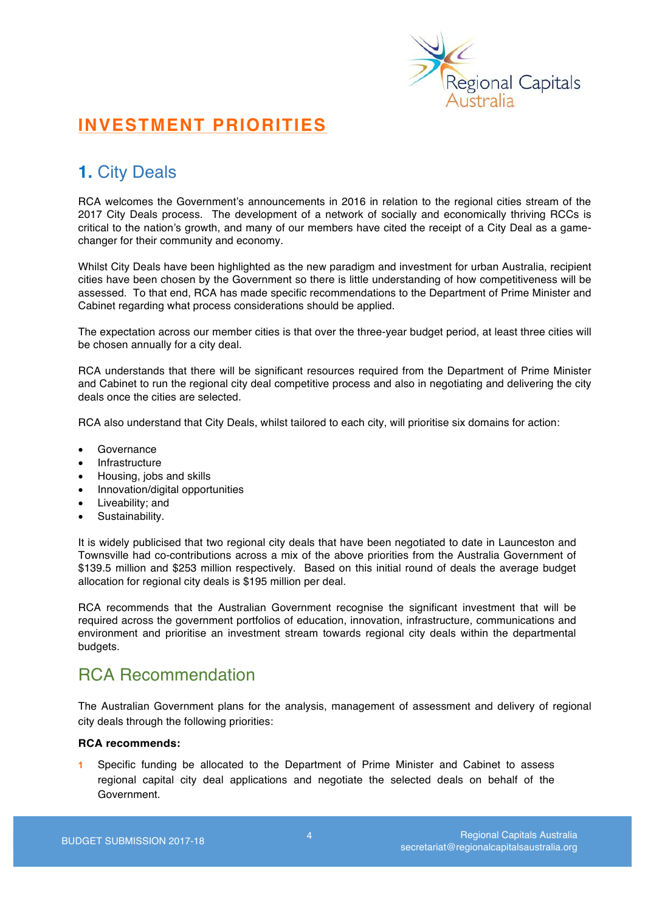# INVESTMENT PRIORITIES

## 1. City Deals

RCA welcomes the Government's announcements in 2016 in relation to the regional cities stream of the 2017 City Deals process. The development of a network of socially and economically thriving RCCs is critical to the nation's growth, and many of our members have cited the receipt of a City Deal as a game-changer for their community and economy.

Whilst City Deals have been highlighted as the new paradigm and investment for urban Australia, recipient cities have been chosen by the Government so there is little understanding of how competitiveness will be assessed. To that end, RCA has made specific recommendations to the Department of Prime Minister and Cabinet regarding what process considerations should be applied.

The expectation across our member cities is that over the three-year budget period, at least three cities will be chosen annually for a city deal.

RCA understands that there will be significant resources required from the Department of Prime Minister and Cabinet to run the regional city deal competitive process and also in negotiating and delivering the city deals once the cities are selected.

RCA also understand that City Deals, whilst tailored to each city, will prioritise six domains for action:

- Governance
- Infrastructure
- Housing, jobs and skills
- Innovation/digital opportunities
- Liveability; and
- Sustainability.

It is widely publicised that two regional city deals that have been negotiated to date in Launceston and Townsville had co-contributions across a mix of the above priorities from the Australia Government of $139.5 million and $253 million respectively. Based on this initial round of deals the average budget allocation for regional city deals is $195 million per deal.

RCA recommends that the Australian Government recognise the significant investment that will be required across the government portfolios of education, innovation, infrastructure, communications and environment and prioritise an investment stream towards regional city deals within the departmental budgets.

## RCA Recommendation

The Australian Government plans for the analysis, management of assessment and delivery of regional city deals through the following priorities:

**RCA recommends:**

1 Specific funding be allocated to the Department of Prime Minister and Cabinet to assess regional capital city deal applications and negotiate the selected deals on behalf of the Government.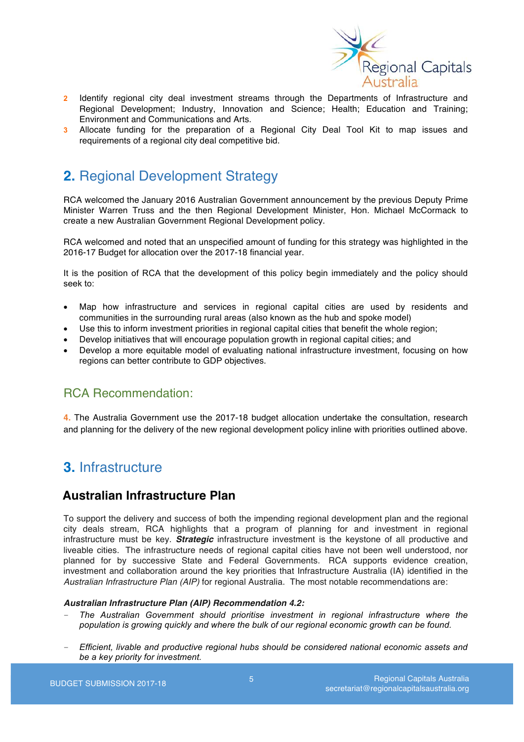2. Identify regional city deal investment streams through the Departments of Infrastructure and Regional Development; Industry, Innovation and Science; Health; Education and Training; Environment and Communications and Arts.
3. Allocate funding for the preparation of a Regional City Deal Tool Kit to map issues and requirements of a regional city deal competitive bid.

## 2. Regional Development Strategy

RCA welcomed the January 2016 Australian Government announcement by the previous Deputy Prime Minister Warren Truss and the then Regional Development Minister, Hon. Michael McCormack to create a new Australian Government Regional Development policy.

RCA welcomed and noted that an unspecified amount of funding for this strategy was highlighted in the 2016-17 Budget for allocation over the 2017-18 financial year.

It is the position of RCA that the development of this policy begin immediately and the policy should seek to:

- Map how infrastructure and services in regional capital cities are used by residents and communities in the surrounding rural areas (also known as the hub and spoke model)
- Use this to inform investment priorities in regional capital cities that benefit the whole region;
- Develop initiatives that will encourage population growth in regional capital cities; and
- Develop a more equitable model of evaluating national infrastructure investment, focusing on how regions can better contribute to GDP objectives.

### RCA Recommendation:

4. The Australia Government use the 2017-18 budget allocation undertake the consultation, research and planning for the delivery of the new regional development policy inline with priorities outlined above.

## 3. Infrastructure

### Australian Infrastructure Plan

To support the delivery and success of both the impending regional development plan and the regional city deals stream, RCA highlights that a program of planning for and investment in regional infrastructure must be key. ***Strategic*** infrastructure investment is the keystone of all productive and liveable cities. The infrastructure needs of regional capital cities have not been well understood, nor planned for by successive State and Federal Governments. RCA supports evidence creation, investment and collaboration around the key priorities that Infrastructure Australia (IA) identified in the *Australian Infrastructure Plan (AIP)* for regional Australia. The most notable recommendations are:

***Australian Infrastructure Plan (AIP) Recommendation 4.2:***

- *The Australian Government should prioritise investment in regional infrastructure where the population is growing quickly and where the bulk of our regional economic growth can be found.*

- *Efficient, livable and productive regional hubs should be considered national economic assets and be a key priority for investment.*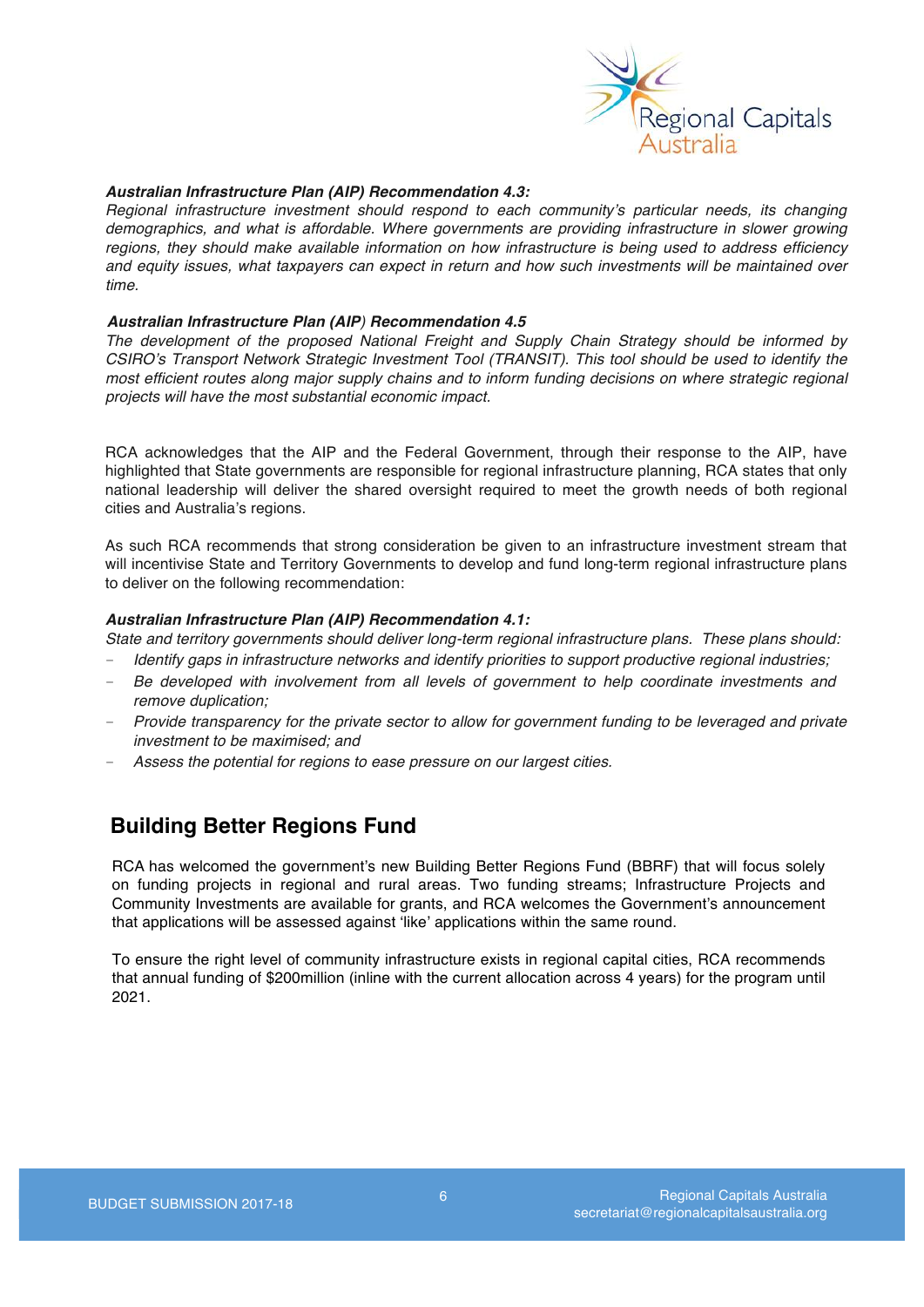***Australian Infrastructure Plan (AIP) Recommendation 4.3:***
*Regional infrastructure investment should respond to each community's particular needs, its changing demographics, and what is affordable. Where governments are providing infrastructure in slower growing regions, they should make available information on how infrastructure is being used to address efficiency and equity issues, what taxpayers can expect in return and how such investments will be maintained over time.*

***Australian Infrastructure Plan (AIP) Recommendation 4.5***
*The development of the proposed National Freight and Supply Chain Strategy should be informed by CSIRO's Transport Network Strategic Investment Tool (TRANSIT). This tool should be used to identify the most efficient routes along major supply chains and to inform funding decisions on where strategic regional projects will have the most substantial economic impact.*

RCA acknowledges that the AIP and the Federal Government, through their response to the AIP, have highlighted that State governments are responsible for regional infrastructure planning, RCA states that only national leadership will deliver the shared oversight required to meet the growth needs of both regional cities and Australia's regions.

As such RCA recommends that strong consideration be given to an infrastructure investment stream that will incentivise State and Territory Governments to develop and fund long-term regional infrastructure plans to deliver on the following recommendation:

***Australian Infrastructure Plan (AIP) Recommendation 4.1:***
*State and territory governments should deliver long-term regional infrastructure plans. These plans should:*

- *Identify gaps in infrastructure networks and identify priorities to support productive regional industries;*
- *Be developed with involvement from all levels of government to help coordinate investments and remove duplication;*
- *Provide transparency for the private sector to allow for government funding to be leveraged and private investment to be maximised; and*
- *Assess the potential for regions to ease pressure on our largest cities.*

## Building Better Regions Fund

RCA has welcomed the government's new Building Better Regions Fund (BBRF) that will focus solely on funding projects in regional and rural areas. Two funding streams; Infrastructure Projects and Community Investments are available for grants, and RCA welcomes the Government's announcement that applications will be assessed against 'like' applications within the same round.

To ensure the right level of community infrastructure exists in regional capital cities, RCA recommends that annual funding of $200million (inline with the current allocation across 4 years) for the program until 2021.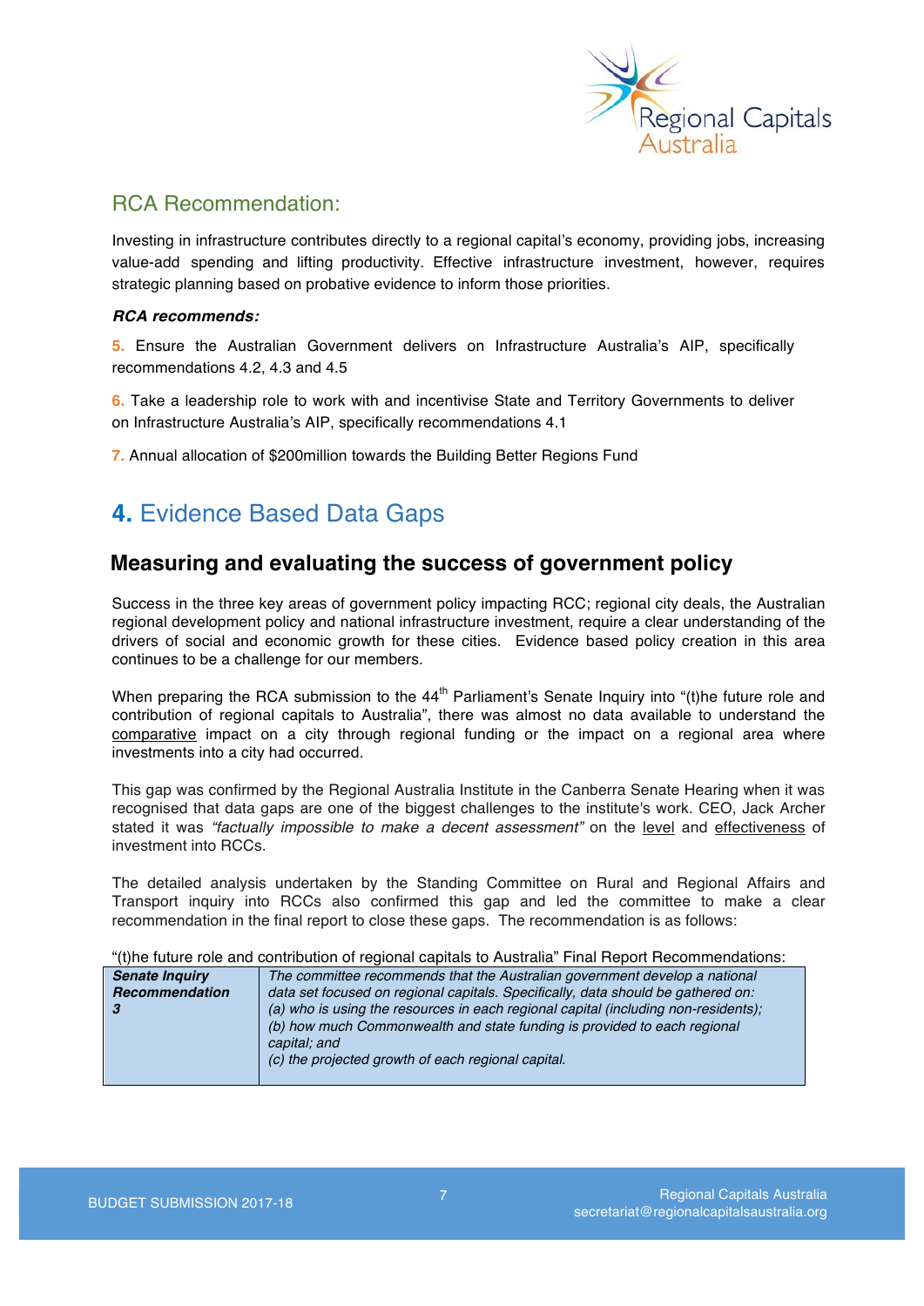## RCA Recommendation:

Investing in infrastructure contributes directly to a regional capital's economy, providing jobs, increasing value-add spending and lifting productivity. Effective infrastructure investment, however, requires strategic planning based on probative evidence to inform those priorities.

***RCA recommends:***

**5.** Ensure the Australian Government delivers on Infrastructure Australia's AIP, specifically recommendations 4.2, 4.3 and 4.5

**6.** Take a leadership role to work with and incentivise State and Territory Governments to deliver on Infrastructure Australia's AIP, specifically recommendations 4.1

**7.** Annual allocation of $200million towards the Building Better Regions Fund

# 4. Evidence Based Data Gaps

## Measuring and evaluating the success of government policy

Success in the three key areas of government policy impacting RCC; regional city deals, the Australian regional development policy and national infrastructure investment, require a clear understanding of the drivers of social and economic growth for these cities. Evidence based policy creation in this area continues to be a challenge for our members.

When preparing the RCA submission to the 44th Parliament's Senate Inquiry into "(t)he future role and contribution of regional capitals to Australia", there was almost no data available to understand the comparative impact on a city through regional funding or the impact on a regional area where investments into a city had occurred.

This gap was confirmed by the Regional Australia Institute in the Canberra Senate Hearing when it was recognised that data gaps are one of the biggest challenges to the institute's work. CEO, Jack Archer stated it was *"factually impossible to make a decent assessment"* on the level and effectiveness of investment into RCCs.

The detailed analysis undertaken by the Standing Committee on Rural and Regional Affairs and Transport inquiry into RCCs also confirmed this gap and led the committee to make a clear recommendation in the final report to close these gaps. The recommendation is as follows:

"(t)he future role and contribution of regional capitals to Australia" Final Report Recommendations:

| | |
|---|---|
| ***Senate Inquiry Recommendation 3*** | *The committee recommends that the Australian government develop a national data set focused on regional capitals. Specifically, data should be gathered on:*<br>*(a) who is using the resources in each regional capital (including non-residents);*<br>*(b) how much Commonwealth and state funding is provided to each regional capital; and*<br>*(c) the projected growth of each regional capital.* |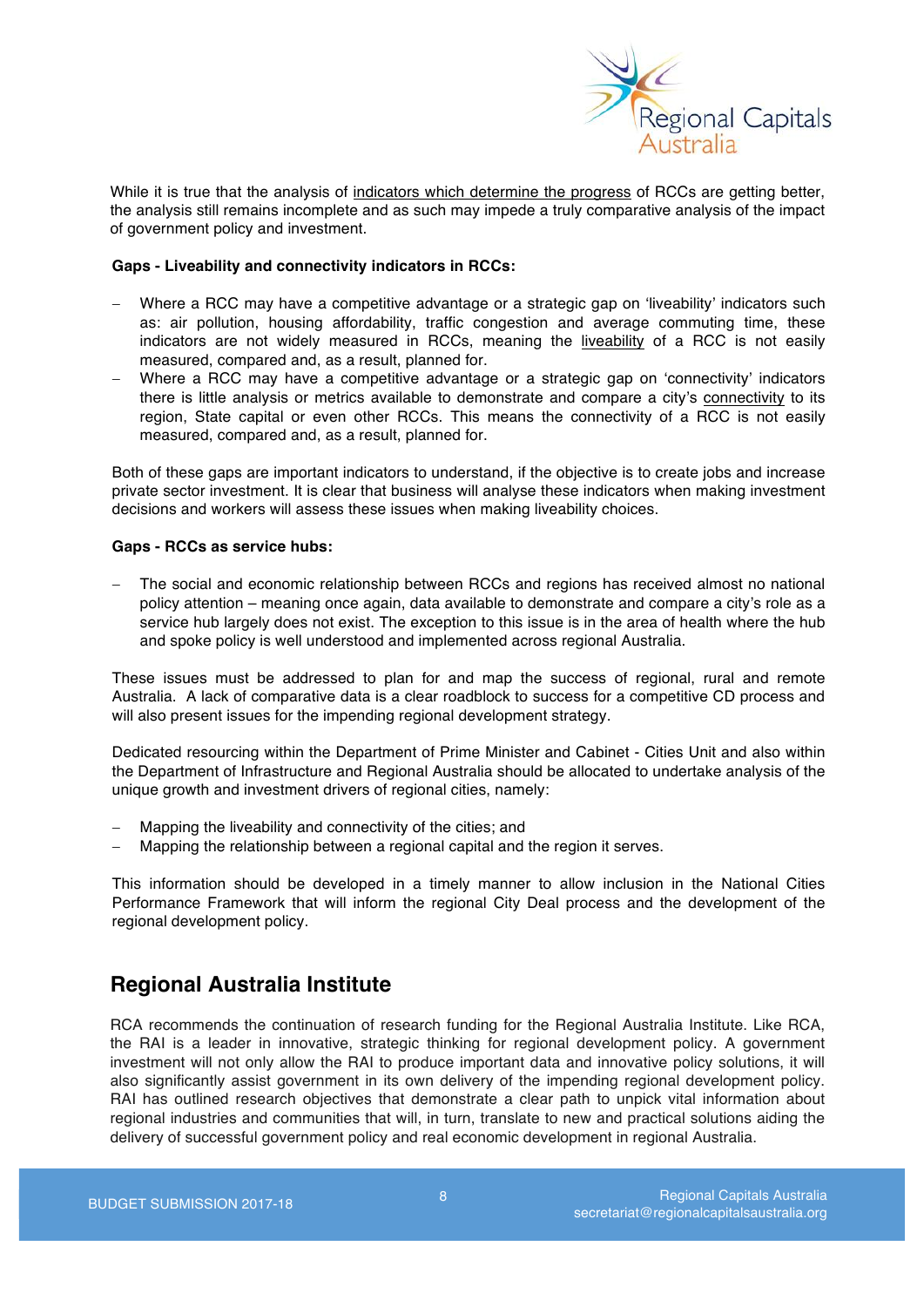While it is true that the analysis of indicators which determine the progress of RCCs are getting better, the analysis still remains incomplete and as such may impede a truly comparative analysis of the impact of government policy and investment.

**Gaps - Liveability and connectivity indicators in RCCs:**

- Where a RCC may have a competitive advantage or a strategic gap on 'liveability' indicators such as: air pollution, housing affordability, traffic congestion and average commuting time, these indicators are not widely measured in RCCs, meaning the liveability of a RCC is not easily measured, compared and, as a result, planned for.
- Where a RCC may have a competitive advantage or a strategic gap on 'connectivity' indicators there is little analysis or metrics available to demonstrate and compare a city's connectivity to its region, State capital or even other RCCs. This means the connectivity of a RCC is not easily measured, compared and, as a result, planned for.

Both of these gaps are important indicators to understand, if the objective is to create jobs and increase private sector investment. It is clear that business will analyse these indicators when making investment decisions and workers will assess these issues when making liveability choices.

**Gaps - RCCs as service hubs:**

- The social and economic relationship between RCCs and regions has received almost no national policy attention – meaning once again, data available to demonstrate and compare a city's role as a service hub largely does not exist. The exception to this issue is in the area of health where the hub and spoke policy is well understood and implemented across regional Australia.

These issues must be addressed to plan for and map the success of regional, rural and remote Australia. A lack of comparative data is a clear roadblock to success for a competitive CD process and will also present issues for the impending regional development strategy.

Dedicated resourcing within the Department of Prime Minister and Cabinet - Cities Unit and also within the Department of Infrastructure and Regional Australia should be allocated to undertake analysis of the unique growth and investment drivers of regional cities, namely:

- Mapping the liveability and connectivity of the cities; and
- Mapping the relationship between a regional capital and the region it serves.

This information should be developed in a timely manner to allow inclusion in the National Cities Performance Framework that will inform the regional City Deal process and the development of the regional development policy.

## Regional Australia Institute

RCA recommends the continuation of research funding for the Regional Australia Institute. Like RCA, the RAI is a leader in innovative, strategic thinking for regional development policy. A government investment will not only allow the RAI to produce important data and innovative policy solutions, it will also significantly assist government in its own delivery of the impending regional development policy. RAI has outlined research objectives that demonstrate a clear path to unpick vital information about regional industries and communities that will, in turn, translate to new and practical solutions aiding the delivery of successful government policy and real economic development in regional Australia.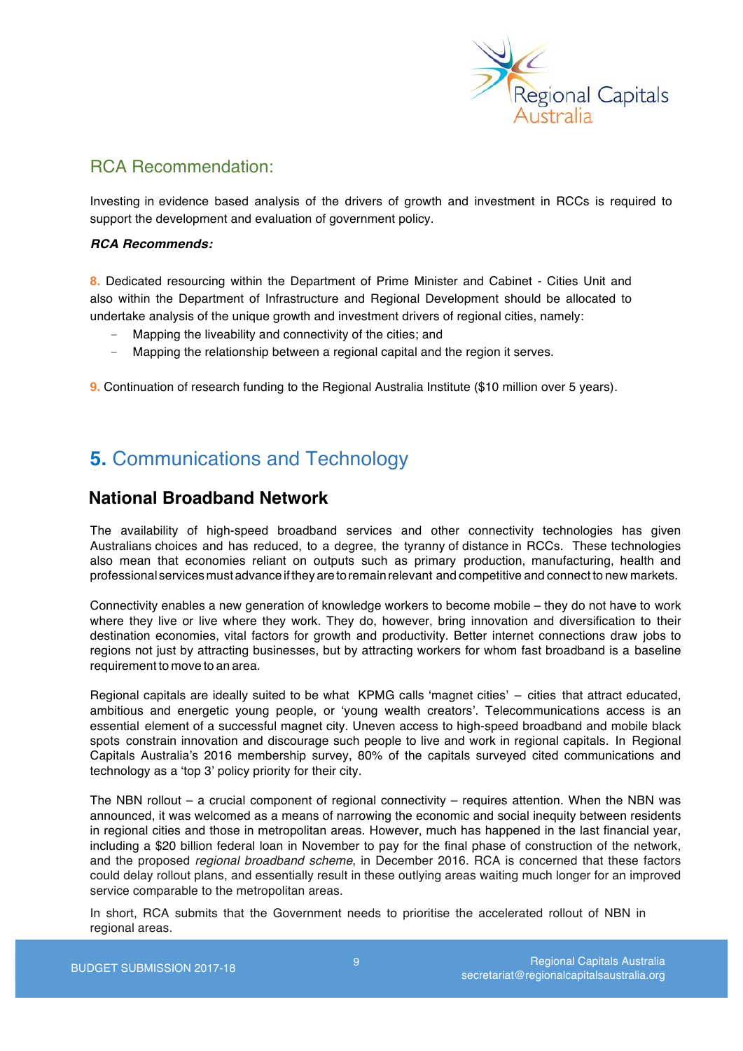## RCA Recommendation:

Investing in evidence based analysis of the drivers of growth and investment in RCCs is required to support the development and evaluation of government policy.

***RCA Recommends:***

**8.** Dedicated resourcing within the Department of Prime Minister and Cabinet - Cities Unit and also within the Department of Infrastructure and Regional Development should be allocated to undertake analysis of the unique growth and investment drivers of regional cities, namely:

- Mapping the liveability and connectivity of the cities; and
- Mapping the relationship between a regional capital and the region it serves.

**9.** Continuation of research funding to the Regional Australia Institute ($10 million over 5 years).

# 5. Communications and Technology

## National Broadband Network

The availability of high-speed broadband services and other connectivity technologies has given Australians choices and has reduced, to a degree, the tyranny of distance in RCCs. These technologies also mean that economies reliant on outputs such as primary production, manufacturing, health and professional services must advance if they are to remain relevant and competitive and connect to new markets.

Connectivity enables a new generation of knowledge workers to become mobile – they do not have to work where they live or live where they work. They do, however, bring innovation and diversification to their destination economies, vital factors for growth and productivity. Better internet connections draw jobs to regions not just by attracting businesses, but by attracting workers for whom fast broadband is a baseline requirement to move to an area.

Regional capitals are ideally suited to be what KPMG calls 'magnet cities' – cities that attract educated, ambitious and energetic young people, or 'young wealth creators'. Telecommunications access is an essential element of a successful magnet city. Uneven access to high-speed broadband and mobile black spots constrain innovation and discourage such people to live and work in regional capitals. In Regional Capitals Australia's 2016 membership survey, 80% of the capitals surveyed cited communications and technology as a 'top 3' policy priority for their city.

The NBN rollout – a crucial component of regional connectivity – requires attention. When the NBN was announced, it was welcomed as a means of narrowing the economic and social inequity between residents in regional cities and those in metropolitan areas. However, much has happened in the last financial year, including a $20 billion federal loan in November to pay for the final phase of construction of the network, and the proposed *regional broadband scheme*, in December 2016. RCA is concerned that these factors could delay rollout plans, and essentially result in these outlying areas waiting much longer for an improved service comparable to the metropolitan areas.

In short, RCA submits that the Government needs to prioritise the accelerated rollout of NBN in regional areas.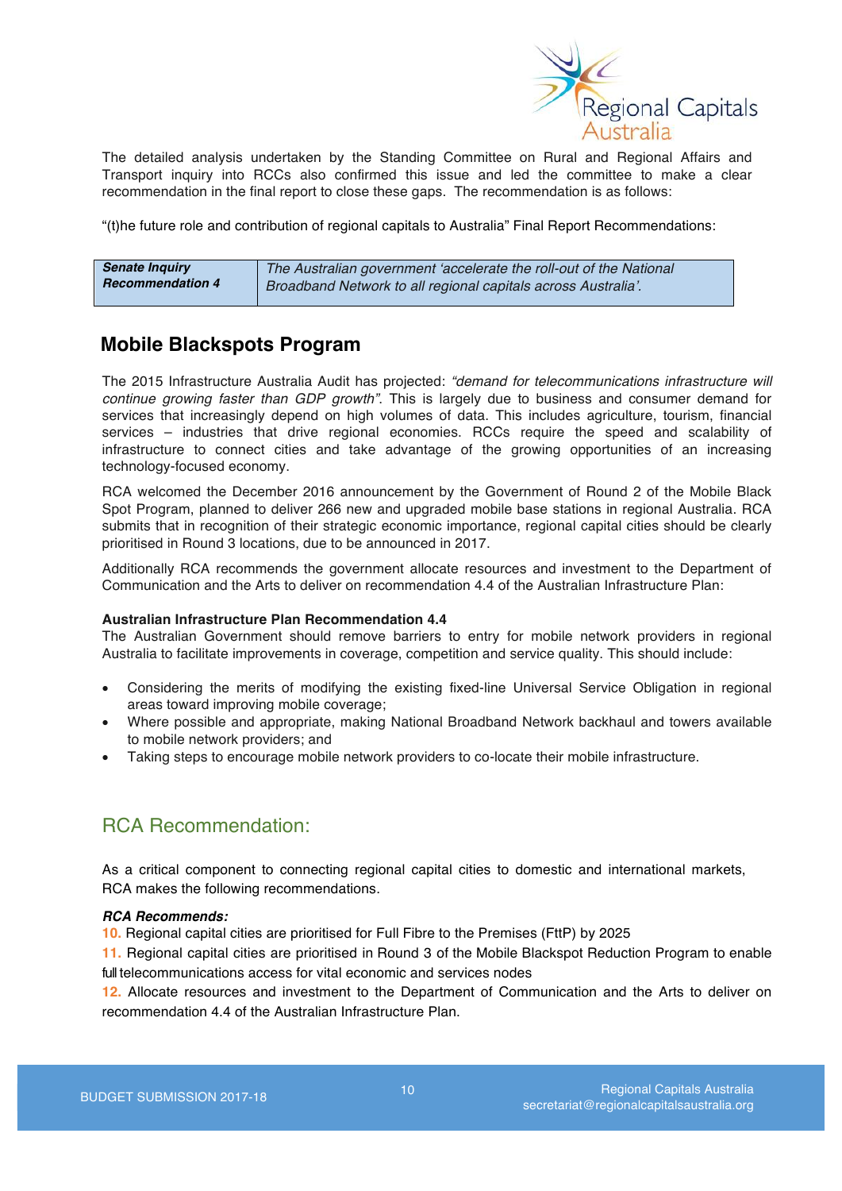The detailed analysis undertaken by the Standing Committee on Rural and Regional Affairs and Transport inquiry into RCCs also confirmed this issue and led the committee to make a clear recommendation in the final report to close these gaps. The recommendation is as follows:

"(t)he future role and contribution of regional capitals to Australia" Final Report Recommendations:

| ***Senate Inquiry Recommendation 4*** | *The Australian government 'accelerate the roll-out of the National Broadband Network to all regional capitals across Australia'.* |
|---|---|

## Mobile Blackspots Program

The 2015 Infrastructure Australia Audit has projected: *"demand for telecommunications infrastructure will continue growing faster than GDP growth"*. This is largely due to business and consumer demand for services that increasingly depend on high volumes of data. This includes agriculture, tourism, financial services – industries that drive regional economies. RCCs require the speed and scalability of infrastructure to connect cities and take advantage of the growing opportunities of an increasing technology-focused economy.

RCA welcomed the December 2016 announcement by the Government of Round 2 of the Mobile Black Spot Program, planned to deliver 266 new and upgraded mobile base stations in regional Australia. RCA submits that in recognition of their strategic economic importance, regional capital cities should be clearly prioritised in Round 3 locations, due to be announced in 2017.

Additionally RCA recommends the government allocate resources and investment to the Department of Communication and the Arts to deliver on recommendation 4.4 of the Australian Infrastructure Plan:

**Australian Infrastructure Plan Recommendation 4.4**
The Australian Government should remove barriers to entry for mobile network providers in regional Australia to facilitate improvements in coverage, competition and service quality. This should include:

- Considering the merits of modifying the existing fixed-line Universal Service Obligation in regional areas toward improving mobile coverage;
- Where possible and appropriate, making National Broadband Network backhaul and towers available to mobile network providers; and
- Taking steps to encourage mobile network providers to co-locate their mobile infrastructure.

## RCA Recommendation:

As a critical component to connecting regional capital cities to domestic and international markets, RCA makes the following recommendations.

***RCA Recommends:***

10. Regional capital cities are prioritised for Full Fibre to the Premises (FttP) by 2025
11. Regional capital cities are prioritised in Round 3 of the Mobile Blackspot Reduction Program to enable full telecommunications access for vital economic and services nodes
12. Allocate resources and investment to the Department of Communication and the Arts to deliver on recommendation 4.4 of the Australian Infrastructure Plan.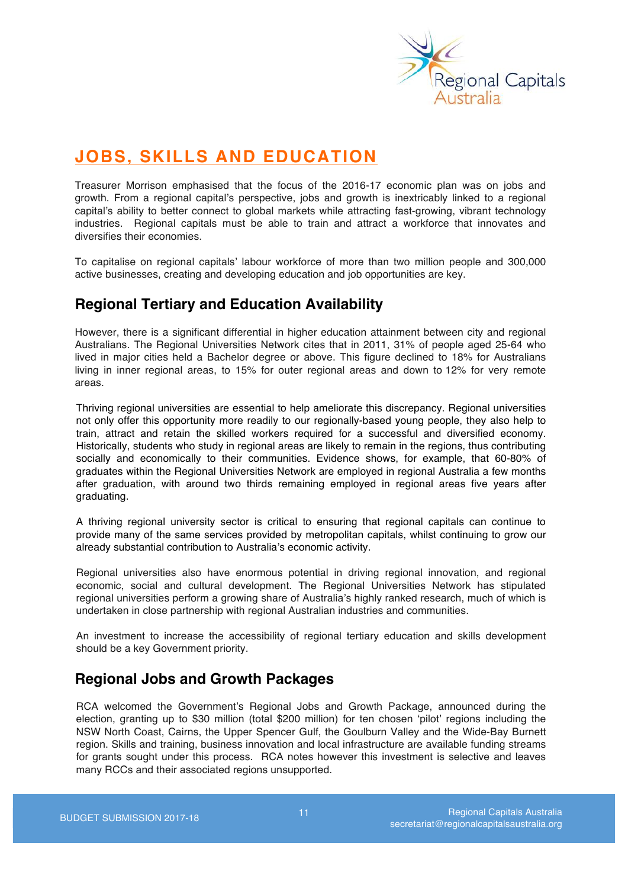# JOBS, SKILLS AND EDUCATION

Treasurer Morrison emphasised that the focus of the 2016-17 economic plan was on jobs and growth. From a regional capital's perspective, jobs and growth is inextricably linked to a regional capital's ability to better connect to global markets while attracting fast-growing, vibrant technology industries. Regional capitals must be able to train and attract a workforce that innovates and diversifies their economies.

To capitalise on regional capitals' labour workforce of more than two million people and 300,000 active businesses, creating and developing education and job opportunities are key.

## Regional Tertiary and Education Availability

However, there is a significant differential in higher education attainment between city and regional Australians. The Regional Universities Network cites that in 2011, 31% of people aged 25-64 who lived in major cities held a Bachelor degree or above. This figure declined to 18% for Australians living in inner regional areas, to 15% for outer regional areas and down to 12% for very remote areas.

Thriving regional universities are essential to help ameliorate this discrepancy. Regional universities not only offer this opportunity more readily to our regionally-based young people, they also help to train, attract and retain the skilled workers required for a successful and diversified economy. Historically, students who study in regional areas are likely to remain in the regions, thus contributing socially and economically to their communities. Evidence shows, for example, that 60-80% of graduates within the Regional Universities Network are employed in regional Australia a few months after graduation, with around two thirds remaining employed in regional areas five years after graduating.

A thriving regional university sector is critical to ensuring that regional capitals can continue to provide many of the same services provided by metropolitan capitals, whilst continuing to grow our already substantial contribution to Australia's economic activity.

Regional universities also have enormous potential in driving regional innovation, and regional economic, social and cultural development. The Regional Universities Network has stipulated regional universities perform a growing share of Australia's highly ranked research, much of which is undertaken in close partnership with regional Australian industries and communities.

An investment to increase the accessibility of regional tertiary education and skills development should be a key Government priority.

## Regional Jobs and Growth Packages

RCA welcomed the Government's Regional Jobs and Growth Package, announced during the election, granting up to $30 million (total $200 million) for ten chosen 'pilot' regions including the NSW North Coast, Cairns, the Upper Spencer Gulf, the Goulburn Valley and the Wide-Bay Burnett region. Skills and training, business innovation and local infrastructure are available funding streams for grants sought under this process. RCA notes however this investment is selective and leaves many RCCs and their associated regions unsupported.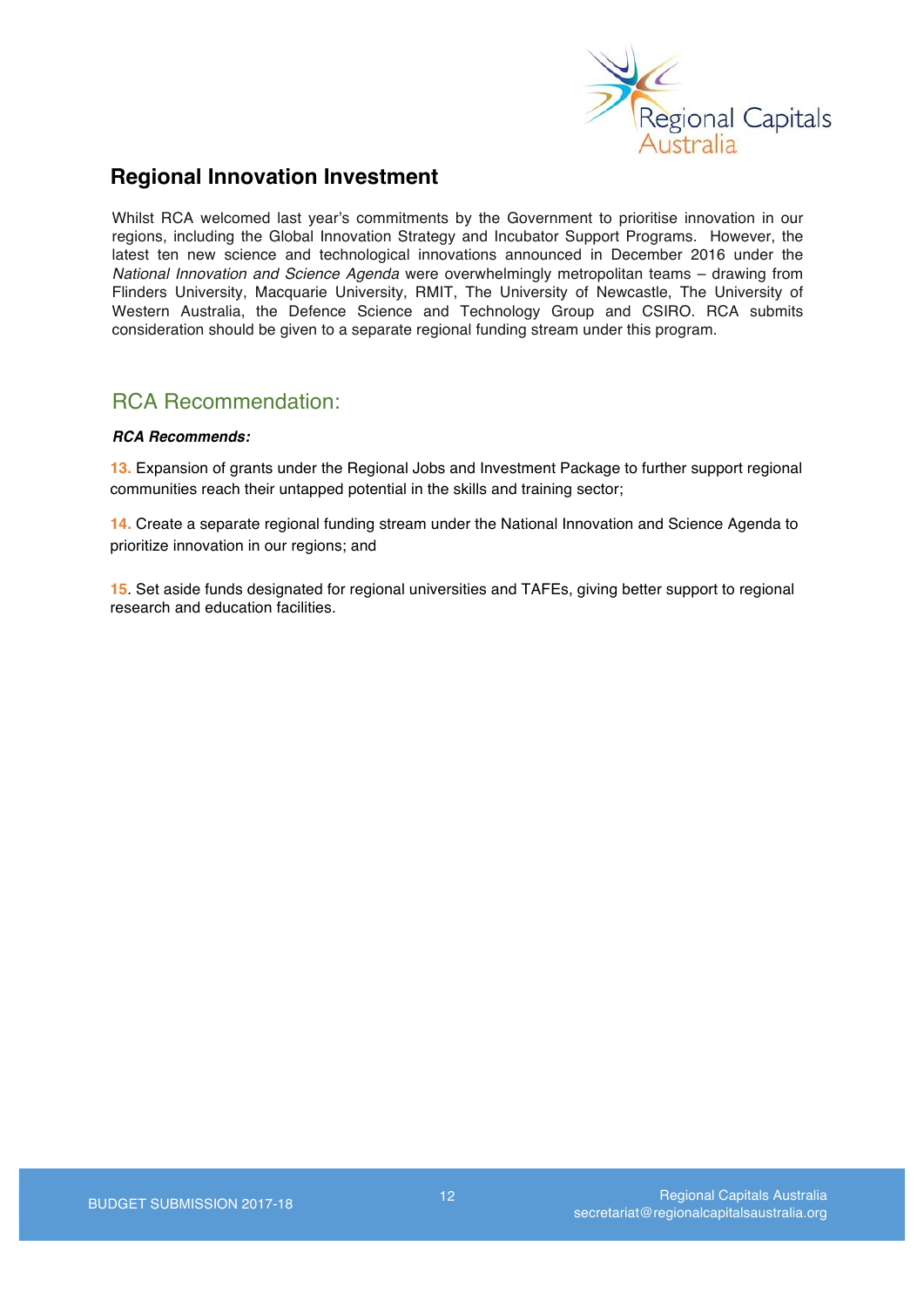## Regional Innovation Investment

Whilst RCA welcomed last year's commitments by the Government to prioritise innovation in our regions, including the Global Innovation Strategy and Incubator Support Programs. However, the latest ten new science and technological innovations announced in December 2016 under the *National Innovation and Science Agenda* were overwhelmingly metropolitan teams – drawing from Flinders University, Macquarie University, RMIT, The University of Newcastle, The University of Western Australia, the Defence Science and Technology Group and CSIRO. RCA submits consideration should be given to a separate regional funding stream under this program.

## RCA Recommendation:

***RCA Recommends:***

**13.** Expansion of grants under the Regional Jobs and Investment Package to further support regional communities reach their untapped potential in the skills and training sector;

**14.** Create a separate regional funding stream under the National Innovation and Science Agenda to prioritize innovation in our regions; and

**15**. Set aside funds designated for regional universities and TAFEs, giving better support to regional research and education facilities.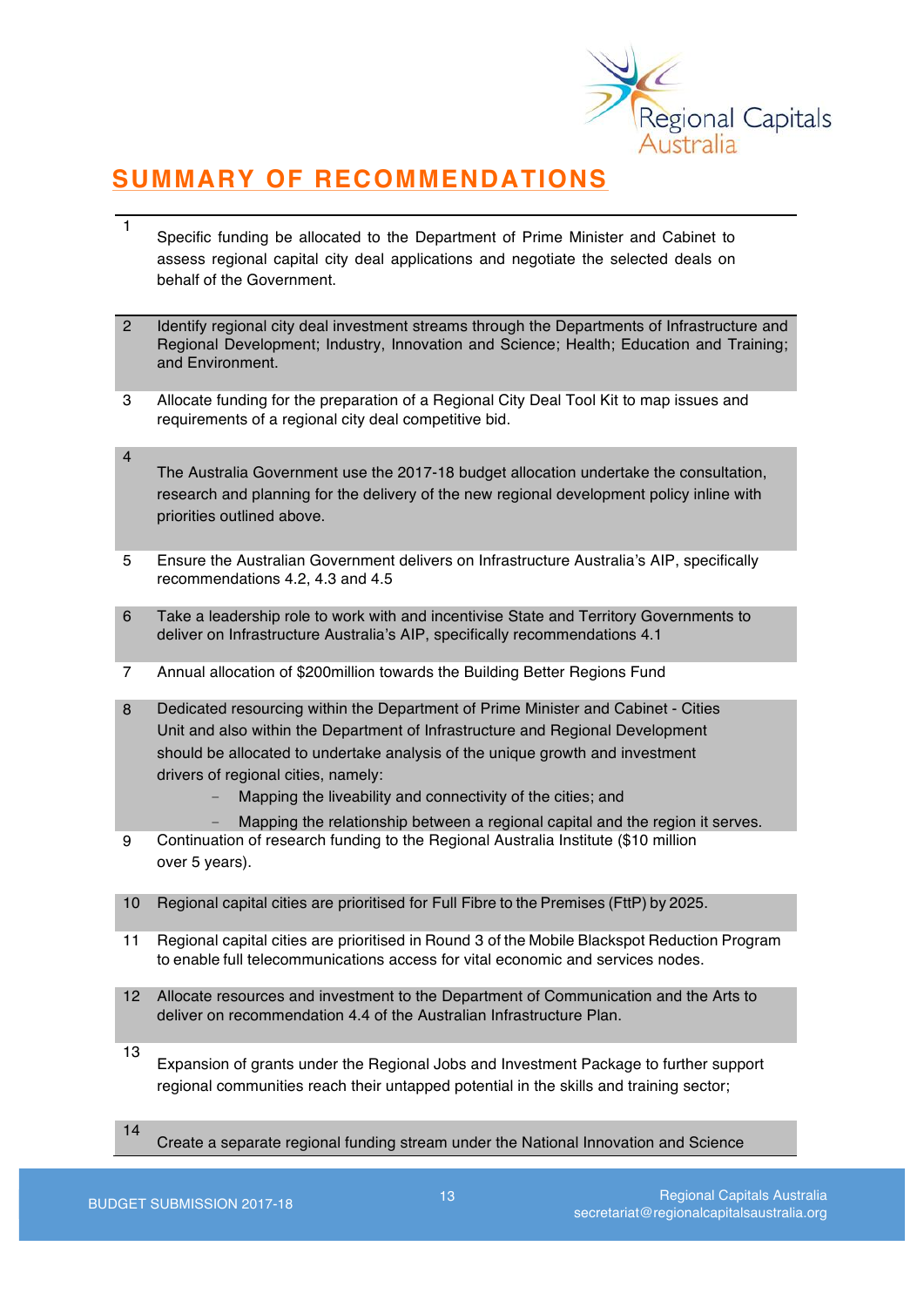## SUMMARY OF RECOMMENDATIONS

| | |
|---|---|
| 1 | Specific funding be allocated to the Department of Prime Minister and Cabinet to assess regional capital city deal applications and negotiate the selected deals on behalf of the Government. |
| 2 | Identify regional city deal investment streams through the Departments of Infrastructure and Regional Development; Industry, Innovation and Science; Health; Education and Training; and Environment. |
| 3 | Allocate funding for the preparation of a Regional City Deal Tool Kit to map issues and requirements of a regional city deal competitive bid. |
| 4 | The Australia Government use the 2017-18 budget allocation undertake the consultation, research and planning for the delivery of the new regional development policy inline with priorities outlined above. |
| 5 | Ensure the Australian Government delivers on Infrastructure Australia's AIP, specifically recommendations 4.2, 4.3 and 4.5 |
| 6 | Take a leadership role to work with and incentivise State and Territory Governments to deliver on Infrastructure Australia's AIP, specifically recommendations 4.1 |
| 7 | Annual allocation of $200million towards the Building Better Regions Fund |
| 8 | Dedicated resourcing within the Department of Prime Minister and Cabinet - Cities Unit and also within the Department of Infrastructure and Regional Development should be allocated to undertake analysis of the unique growth and investment drivers of regional cities, namely: <br> - Mapping the liveability and connectivity of the cities; and <br> - Mapping the relationship between a regional capital and the region it serves. |
| 9 | Continuation of research funding to the Regional Australia Institute ($10 million over 5 years). |
| 10 | Regional capital cities are prioritised for Full Fibre to the Premises (FttP) by 2025. |
| 11 | Regional capital cities are prioritised in Round 3 of the Mobile Blackspot Reduction Program to enable full telecommunications access for vital economic and services nodes. |
| 12 | Allocate resources and investment to the Department of Communication and the Arts to deliver on recommendation 4.4 of the Australian Infrastructure Plan. |
| 13 | Expansion of grants under the Regional Jobs and Investment Package to further support regional communities reach their untapped potential in the skills and training sector; |
| 14 | Create a separate regional funding stream under the National Innovation and Science |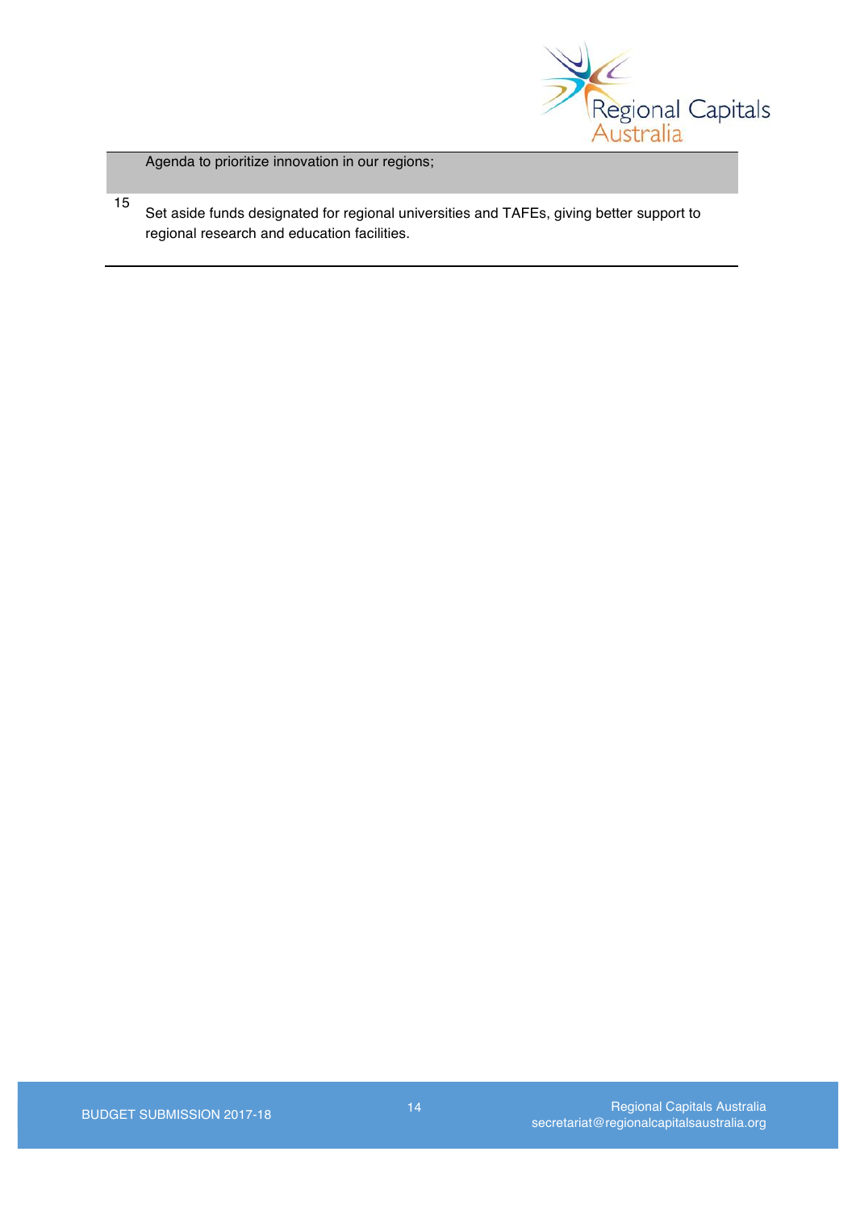| | |
|---|---|
| | Agenda to prioritize innovation in our regions; |
| 15 | Set aside funds designated for regional universities and TAFEs, giving better support to regional research and education facilities. |